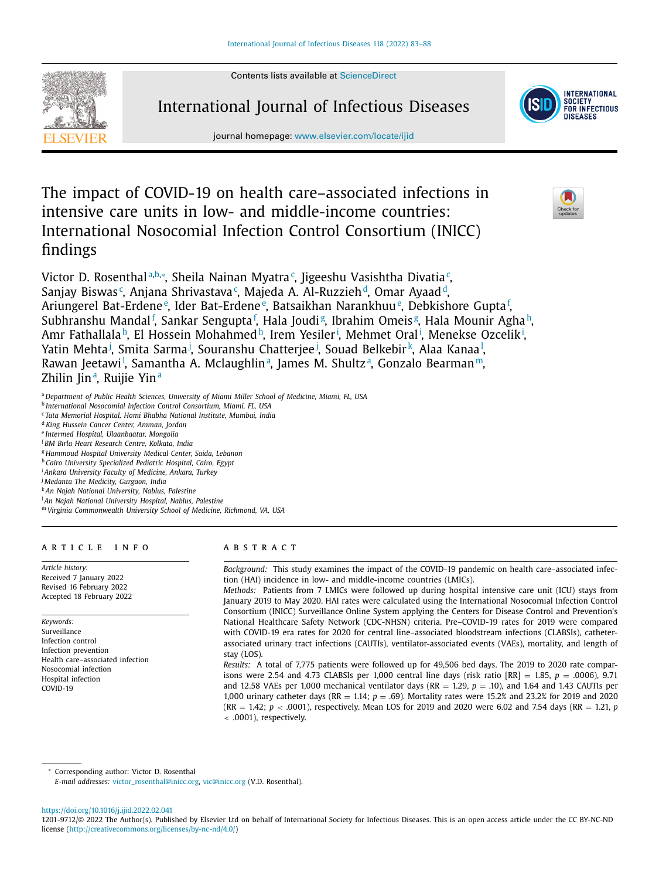Contents lists available at ScienceDirect

International Journal of Infectious Diseases

journal homepage: www.elsevier.com/locate/ijid

# The impact of COVID-19 on health care–associated infections in intensive care units in low- and middle-income countries: International Nosocomial Infection Control Consortium (INICC) findings

Victor D. Rosenthal[a,b,*], Sheila Nainan Myatra[c], Jigeeshu Vasishtha Divatia[c], Sanjay Biswas[c], Anjana Shrivastava[c], Majeda A. Al-Ruzzieh[d], Omar Ayaad[d], Ariungerel Bat-Erdene[e], Ider Bat-Erdene[e], Batsaikhan Narankhuu[e], Debkishore Gupta[f], Subhranshu Mandal[f], Sankar Sengupta[f], Hala Joudi[g], Ibrahim Omeis[g], Hala Mounir Agha[h], Amr Fathallala[h], El Hossein Mohahmed[h], Irem Yesiler[i], Mehmet Oral[i], Menekse Ozcelik[i], Yatin Mehta[j], Smita Sarma[j], Souranshu Chatterjee[j], Souad Belkebir[k], Alaa Kanaa[l], Rawan Jeetawi[l], Samantha A. Mclaughlin[a], James M. Shultz[a], Gonzalo Bearman[m], Zhilin Jin[a], Ruijie Yin[a]

[a] Department of Public Health Sciences, University of Miami Miller School of Medicine, Miami, FL, USA
[b] International Nosocomial Infection Control Consortium, Miami, FL, USA
[c] Tata Memorial Hospital, Homi Bhabha National Institute, Mumbai, India
[d] King Hussein Cancer Center, Amman, Jordan
[e] Intermed Hospital, Ulaanbaatar, Mongolia
[f] BM Birla Heart Research Centre, Kolkata, India
[g] Hammoud Hospital University Medical Center, Saida, Lebanon
[h] Cairo University Specialized Pediatric Hospital, Cairo, Egypt
[i] Ankara University Faculty of Medicine, Ankara, Turkey
[j] Medanta The Medicity, Gurgaon, India
[k] An Najah National University, Nablus, Palestine
[l] An Najah National University Hospital, Nablus, Palestine
[m] Virginia Commonwealth University School of Medicine, Richmond, VA, USA

## ARTICLE INFO

*Article history:*
Received 7 January 2022
Revised 16 February 2022
Accepted 18 February 2022

*Keywords:*
Surveillance
Infection control
Infection prevention
Health care–associated infection
Nosocomial infection
Hospital infection
COVID-19

## ABSTRACT

*Background:* This study examines the impact of the COVID-19 pandemic on health care–associated infection (HAI) incidence in low- and middle-income countries (LMICs).

*Methods:* Patients from 7 LMICs were followed up during hospital intensive care unit (ICU) stays from January 2019 to May 2020. HAI rates were calculated using the International Nosocomial Infection Control Consortium (INICC) Surveillance Online System applying the Centers for Disease Control and Prevention's National Healthcare Safety Network (CDC-NHSN) criteria. Pre–COVID-19 rates for 2019 were compared with COVID-19 era rates for 2020 for central line–associated bloodstream infections (CLABSIs), catheter-associated urinary tract infections (CAUTIs), ventilator-associated events (VAEs), mortality, and length of stay (LOS).

*Results:* A total of 7,775 patients were followed up for 49,506 bed days. The 2019 to 2020 rate comparisons were 2.54 and 4.73 CLABSIs per 1,000 central line days (risk ratio [RR] = 1.85, $p$ = .0006), 9.71 and 12.58 VAEs per 1,000 mechanical ventilator days (RR = 1.29, $p$ = .10), and 1.64 and 1.43 CAUTIs per 1,000 urinary catheter days (RR = 1.14; $p$ = .69). Mortality rates were 15.2% and 23.2% for 2019 and 2020 (RR = 1.42; $p$ < .0001), respectively. Mean LOS for 2019 and 2020 were 6.02 and 7.54 days (RR = 1.21, $p$ < .0001), respectively.

\* Corresponding author: Victor D. Rosenthal
*E-mail addresses:* victor_rosenthal@inicc.org, vic@inicc.org (V.D. Rosenthal).

https://doi.org/10.1016/j.ijid.2022.02.041
1201-9712/© 2022 The Author(s). Published by Elsevier Ltd on behalf of International Society for Infectious Diseases. This is an open access article under the CC BY-NC-ND license (http://creativecommons.org/licenses/by-nc-nd/4.0/)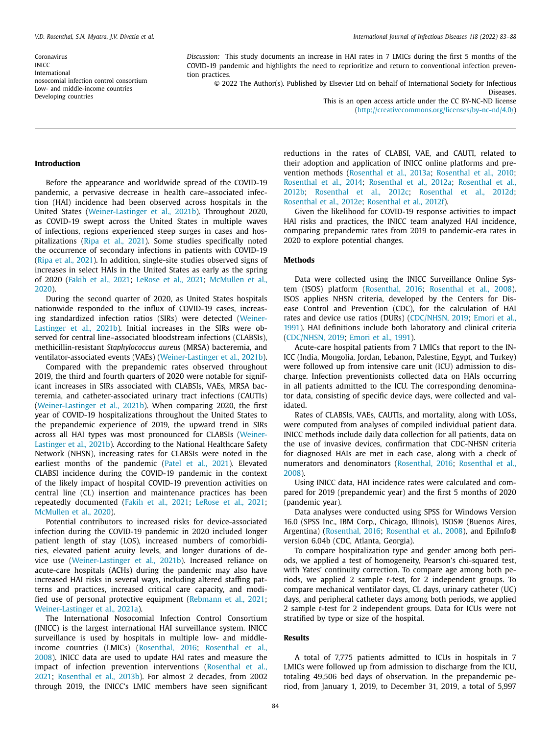Coronavirus
INICC
International
nosocomial infection control consortium
Low- and middle-income countries
Developing countries

*Discussion:* This study documents an increase in HAI rates in 7 LMICs during the first 5 months of the COVID-19 pandemic and highlights the need to reprioritize and return to conventional infection prevention practices.

© 2022 The Author(s). Published by Elsevier Ltd on behalf of International Society for Infectious Diseases.
This is an open access article under the CC BY-NC-ND license (http://creativecommons.org/licenses/by-nc-nd/4.0/)

## Introduction

Before the appearance and worldwide spread of the COVID-19 pandemic, a pervasive decrease in health care–associated infection (HAI) incidence had been observed across hospitals in the United States (Weiner-Lastinger et al., 2021b). Throughout 2020, as COVID-19 swept across the United States in multiple waves of infections, regions experienced steep surges in cases and hospitalizations (Ripa et al., 2021). Some studies specifically noted the occurrence of secondary infections in patients with COVID-19 (Ripa et al., 2021). In addition, single-site studies observed signs of increases in select HAIs in the United States as early as the spring of 2020 (Fakih et al., 2021; LeRose et al., 2021; McMullen et al., 2020).

During the second quarter of 2020, as United States hospitals nationwide responded to the influx of COVID-19 cases, increasing standardized infection ratios (SIRs) were detected (Weiner-Lastinger et al., 2021b). Initial increases in the SIRs were observed for central line–associated bloodstream infections (CLABSIs), methicillin-resistant *Staphylococcus aureus* (MRSA) bacteremia, and ventilator-associated events (VAEs) (Weiner-Lastinger et al., 2021b).

Compared with the prepandemic rates observed throughout 2019, the third and fourth quarters of 2020 were notable for significant increases in SIRs associated with CLABSIs, VAEs, MRSA bacteremia, and catheter-associated urinary tract infections (CAUTIs) (Weiner-Lastinger et al., 2021b). When comparing 2020, the first year of COVID-19 hospitalizations throughout the United States to the prepandemic experience of 2019, the upward trend in SIRs across all HAI types was most pronounced for CLABSIs (Weiner-Lastinger et al., 2021b). According to the National Healthcare Safety Network (NHSN), increasing rates for CLABSIs were noted in the earliest months of the pandemic (Patel et al., 2021). Elevated CLABSI incidence during the COVID-19 pandemic in the context of the likely impact of hospital COVID-19 prevention activities on central line (CL) insertion and maintenance practices has been repeatedly documented (Fakih et al., 2021; LeRose et al., 2021; McMullen et al., 2020).

Potential contributors to increased risks for device-associated infection during the COVID-19 pandemic in 2020 included longer patient length of stay (LOS), increased numbers of comorbidities, elevated patient acuity levels, and longer durations of device use (Weiner-Lastinger et al., 2021b). Increased reliance on acute-care hospitals (ACHs) during the pandemic may also have increased HAI risks in several ways, including altered staffing patterns and practices, increased critical care capacity, and modified use of personal protective equipment (Rebmann et al., 2021; Weiner-Lastinger et al., 2021a).

The International Nosocomial Infection Control Consortium (INICC) is the largest international HAI surveillance system. INICC surveillance is used by hospitals in multiple low- and middle-income countries (LMICs) (Rosenthal, 2016; Rosenthal et al., 2008). INICC data are used to update HAI rates and measure the impact of infection prevention interventions (Rosenthal et al., 2021; Rosenthal et al., 2013b). For almost 2 decades, from 2002 through 2019, the INICC's LMIC members have seen significant reductions in the rates of CLABSI, VAE, and CAUTI, related to their adoption and application of INICC online platforms and prevention methods (Rosenthal et al., 2013a; Rosenthal et al., 2010; Rosenthal et al., 2014; Rosenthal et al., 2012a; Rosenthal et al., 2012b; Rosenthal et al., 2012c; Rosenthal et al., 2012d; Rosenthal et al., 2012e; Rosenthal et al., 2012f).

Given the likelihood for COVID-19 response activities to impact HAI risks and practices, the INICC team analyzed HAI incidence, comparing prepandemic rates from 2019 to pandemic-era rates in 2020 to explore potential changes.

## Methods

Data were collected using the INICC Surveillance Online System (ISOS) platform (Rosenthal, 2016; Rosenthal et al., 2008). ISOS applies NHSN criteria, developed by the Centers for Disease Control and Prevention (CDC), for the calculation of HAI rates and device use ratios (DURs) (CDC/NHSN, 2019; Emori et al., 1991). HAI definitions include both laboratory and clinical criteria (CDC/NHSN, 2019; Emori et al., 1991).

Acute-care hospital patients from 7 LMICs that report to the INICC (India, Mongolia, Jordan, Lebanon, Palestine, Egypt, and Turkey) were followed up from intensive care unit (ICU) admission to discharge. Infection preventionists collected data on HAIs occurring in all patients admitted to the ICU. The corresponding denominator data, consisting of specific device days, were collected and validated.

Rates of CLABSIs, VAEs, CAUTIs, and mortality, along with LOSs, were computed from analyses of compiled individual patient data. INICC methods include daily data collection for all patients, data on the use of invasive devices, confirmation that CDC-NHSN criteria for diagnosed HAIs are met in each case, along with a check of numerators and denominators (Rosenthal, 2016; Rosenthal et al., 2008).

Using INICC data, HAI incidence rates were calculated and compared for 2019 (prepandemic year) and the first 5 months of 2020 (pandemic year).

Data analyses were conducted using SPSS for Windows Version 16.0 (SPSS Inc., IBM Corp., Chicago, Illinois), ISOS® (Buenos Aires, Argentina) (Rosenthal, 2016; Rosenthal et al., 2008), and EpiInfo® version 6.04b (CDC, Atlanta, Georgia).

To compare hospitalization type and gender among both periods, we applied a test of homogeneity, Pearson's chi-squared test, with Yates' continuity correction. To compare age among both periods, we applied 2 sample *t*-test, for 2 independent groups. To compare mechanical ventilator days, CL days, urinary catheter (UC) days, and peripheral catheter days among both periods, we applied 2 sample *t*-test for 2 independent groups. Data for ICUs were not stratified by type or size of the hospital.

## Results

A total of 7,775 patients admitted to ICUs in hospitals in 7 LMICs were followed up from admission to discharge from the ICU, totaling 49,506 bed days of observation. In the prepandemic period, from January 1, 2019, to December 31, 2019, a total of 5,997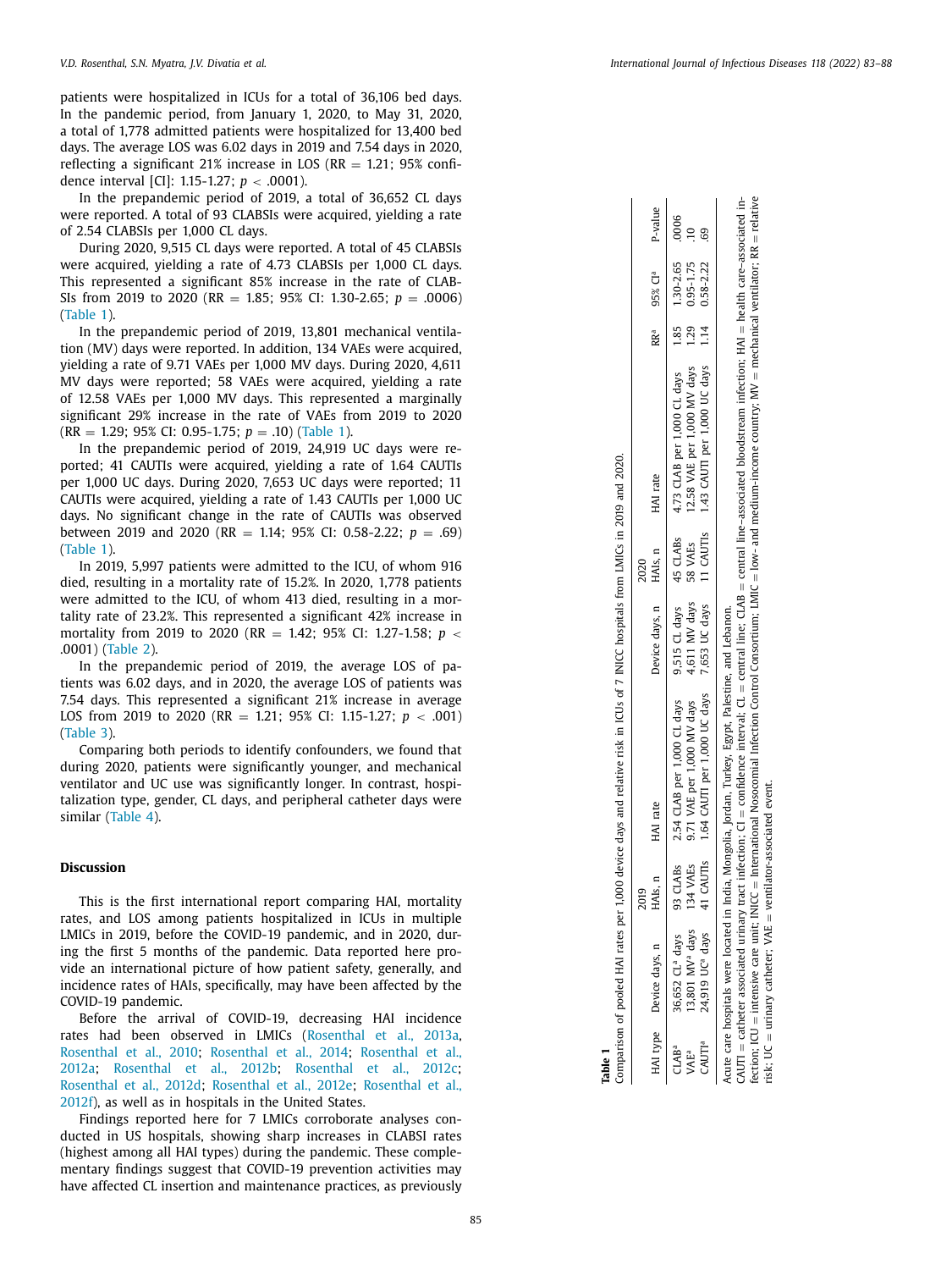patients were hospitalized in ICUs for a total of 36,106 bed days. In the pandemic period, from January 1, 2020, to May 31, 2020, a total of 1,778 admitted patients were hospitalized for 13,400 bed days. The average LOS was 6.02 days in 2019 and 7.54 days in 2020, reflecting a significant 21% increase in LOS (RR = 1.21; 95% confidence interval [CI]: 1.15-1.27; $p < .0001$).

In the prepandemic period of 2019, a total of 36,652 CL days were reported. A total of 93 CLABSIs were acquired, yielding a rate of 2.54 CLABSIs per 1,000 CL days.

During 2020, 9,515 CL days were reported. A total of 45 CLABSIs were acquired, yielding a rate of 4.73 CLABSIs per 1,000 CL days. This represented a significant 85% increase in the rate of CLABSIs from 2019 to 2020 (RR = 1.85; 95% CI: 1.30-2.65; $p = .0006$) (Table 1).

In the prepandemic period of 2019, 13,801 mechanical ventilation (MV) days were reported. In addition, 134 VAEs were acquired, yielding a rate of 9.71 VAEs per 1,000 MV days. During 2020, 4,611 MV days were reported; 58 VAEs were acquired, yielding a rate of 12.58 VAEs per 1,000 MV days. This represented a marginally significant 29% increase in the rate of VAEs from 2019 to 2020 (RR = 1.29; 95% CI: 0.95-1.75; $p = .10$) (Table 1).

In the prepandemic period of 2019, 24,919 UC days were reported; 41 CAUTIs were acquired, yielding a rate of 1.64 CAUTIs per 1,000 UC days. During 2020, 7,653 UC days were reported; 11 CAUTIs were acquired, yielding a rate of 1.43 CAUTIs per 1,000 UC days. No significant change in the rate of CAUTIs was observed between 2019 and 2020 (RR = 1.14; 95% CI: 0.58-2.22; $p = .69$) (Table 1).

In 2019, 5,997 patients were admitted to the ICU, of whom 916 died, resulting in a mortality rate of 15.2%. In 2020, 1,778 patients were admitted to the ICU, of whom 413 died, resulting in a mortality rate of 23.2%. This represented a significant 42% increase in mortality from 2019 to 2020 (RR = 1.42; 95% CI: 1.27-1.58; $p < .0001$) (Table 2).

In the prepandemic period of 2019, the average LOS of patients was 6.02 days, and in 2020, the average LOS of patients was 7.54 days. This represented a significant 21% increase in average LOS from 2019 to 2020 (RR = 1.21; 95% CI: 1.15-1.27; $p < .001$) (Table 3).

Comparing both periods to identify confounders, we found that during 2020, patients were significantly younger, and mechanical ventilator and UC use was significantly longer. In contrast, hospitalization type, gender, CL days, and peripheral catheter days were similar (Table 4).

**Table 1**
Comparison of pooled HAI rates per 1,000 device days and relative risk in ICUs of 7 INICC hospitals from LMICs in 2019 and 2020.

| HAI type | 2019 Device days, n | 2019 HAIs, n | 2019 HAI rate | 2020 Device days, n | 2020 HAIs, n | 2020 HAI rate | RR[a] | 95% CI[a] | P-value |
|---|---|---|---|---|---|---|---|---|---|
| CLAB[a] | 36,652 CL[a] days | 93 CLABs | 2.54 CLAB per 1,000 CL days | 9,515 CL days | 45 CLABs | 4.73 CLAB per 1,000 CL days | 1.85 | 1.30-2.65 | .0006 |
| VAE[a] | 13,801 MV[a] days | 134 VAEs | 9.71 VAE per 1,000 MV days | 4,611 MV days | 58 VAEs | 12.58 VAE per 1,000 MV days | 1.29 | 0.95-1.75 | .10 |
| CAUTI[a] | 24,919 UC[a] days | 41 CAUTIs | 1.64 CAUTI per 1,000 UC days | 7,653 UC days | 11 CAUTIs | 1.43 CAUTI per 1,000 UC days | 1.14 | 0.58-2.22 | .69 |

Acute care hospitals were located in India, Mongolia, Jordan, Turkey, Egypt, Palestine, and Lebanon.
CAUTI = catheter associated urinary tract infection; CI = confidence interval; CL = central line; CLAB = central line–associated bloodstream infection; HAI = health care–associated infection; ICU = intensive care unit; INICC = International Nosocomial Infection Control Consortium; LMIC = low- and medium-income country; MV = mechanical ventilator; RR = relative risk; UC = urinary catheter; VAE = ventilator-associated event.

## Discussion

This is the first international report comparing HAI, mortality rates, and LOS among patients hospitalized in ICUs in multiple LMICs in 2019, before the COVID-19 pandemic, and in 2020, during the first 5 months of the pandemic. Data reported here provide an international picture of how patient safety, generally, and incidence rates of HAIs, specifically, may have been affected by the COVID-19 pandemic.

Before the arrival of COVID-19, decreasing HAI incidence rates had been observed in LMICs (Rosenthal et al., 2013a, Rosenthal et al., 2010; Rosenthal et al., 2014; Rosenthal et al., 2012a; Rosenthal et al., 2012b; Rosenthal et al., 2012c; Rosenthal et al., 2012d; Rosenthal et al., 2012e; Rosenthal et al., 2012f), as well as in hospitals in the United States.

Findings reported here for 7 LMICs corroborate analyses conducted in US hospitals, showing sharp increases in CLABSI rates (highest among all HAI types) during the pandemic. These complementary findings suggest that COVID-19 prevention activities may have affected CL insertion and maintenance practices, as previously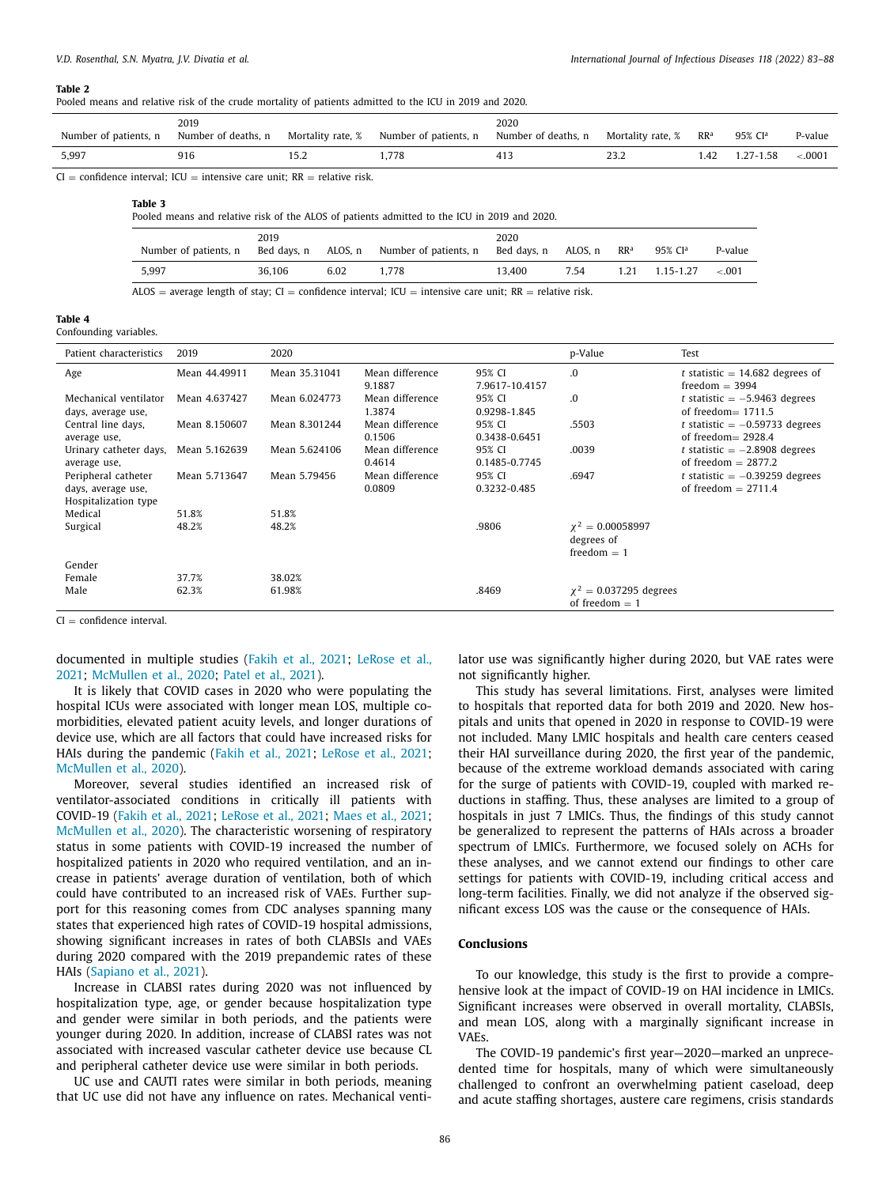**Table 2**
Pooled means and relative risk of the crude mortality of patients admitted to the ICU in 2019 and 2020.

| 2019 | | | 2020 | | | | | |
|---|---|---|---|---|---|---|---|---|
| Number of patients, n | Number of deaths, n | Mortality rate, % | Number of patients, n | Number of deaths, n | Mortality rate, % | RR[a] | 95% CI[a] | P-value |
| 5,997 | 916 | 15.2 | 1,778 | 413 | 23.2 | 1.42 | 1.27-1.58 | <.0001 |

CI = confidence interval; ICU = intensive care unit; RR = relative risk.

**Table 3**
Pooled means and relative risk of the ALOS of patients admitted to the ICU in 2019 and 2020.

| 2019 | | | 2020 | | | | | |
|---|---|---|---|---|---|---|---|---|
| Number of patients, n | Bed days, n | ALOS, n | Number of patients, n | Bed days, n | ALOS, n | RR[a] | 95% CI[a] | P-value |
| 5,997 | 36,106 | 6.02 | 1,778 | 13,400 | 7.54 | 1.21 | 1.15-1.27 | <.001 |

ALOS = average length of stay; CI = confidence interval; ICU = intensive care unit; RR = relative risk.

**Table 4**
Confounding variables.

| Patient characteristics | 2019 | 2020 | | | p-Value | Test |
|---|---|---|---|---|---|---|
| Age | Mean 44.49911 | Mean 35.31041 | Mean difference 9.1887 | 95% CI 7.9617-10.4157 | .0 | t statistic = 14.682 degrees of freedom = 3994 |
| Mechanical ventilator days, average use, | Mean 4.637427 | Mean 6.024773 | Mean difference 1.3874 | 95% CI 0.9298-1.845 | .0 | t statistic = −5.9463 degrees of freedom= 1711.5 |
| Central line days, average use, | Mean 8.150607 | Mean 8.301244 | Mean difference 0.1506 | 95% CI 0.3438-0.6451 | .5503 | t statistic = −0.59733 degrees of freedom= 2928.4 |
| Urinary catheter days, average use, | Mean 5.162639 | Mean 5.624106 | Mean difference 0.4614 | 95% CI 0.1485-0.7745 | .0039 | t statistic = −2.8908 degrees of freedom = 2877.2 |
| Peripheral catheter days, average use, | Mean 5.713647 | Mean 5.79456 | Mean difference 0.0809 | 95% CI 0.3232-0.485 | .6947 | t statistic = −0.39259 degrees of freedom = 2711.4 |
| Hospitalization type | | | | | | |
| Medical | 51.8% | 51.8% | | | | |
| Surgical | 48.2% | 48.2% | | .9806 | $\chi^2$ = 0.00058997 degrees of freedom = 1 | |
| Gender | | | | | | |
| Female | 37.7% | 38.02% | | | | |
| Male | 62.3% | 61.98% | | .8469 | $\chi^2$ = 0.037295 degrees of freedom = 1 | |

CI = confidence interval.

documented in multiple studies (Fakih et al., 2021; LeRose et al., 2021; McMullen et al., 2020; Patel et al., 2021).

It is likely that COVID cases in 2020 who were populating the hospital ICUs were associated with longer mean LOS, multiple comorbidities, elevated patient acuity levels, and longer durations of device use, which are all factors that could have increased risks for HAIs during the pandemic (Fakih et al., 2021; LeRose et al., 2021; McMullen et al., 2020).

Moreover, several studies identified an increased risk of ventilator-associated conditions in critically ill patients with COVID-19 (Fakih et al., 2021; LeRose et al., 2021; Maes et al., 2021; McMullen et al., 2020). The characteristic worsening of respiratory status in some patients with COVID-19 increased the number of hospitalized patients in 2020 who required ventilation, and an increase in patients' average duration of ventilation, both of which could have contributed to an increased risk of VAEs. Further support for this reasoning comes from CDC analyses spanning many states that experienced high rates of COVID-19 hospital admissions, showing significant increases in rates of both CLABSIs and VAEs during 2020 compared with the 2019 prepandemic rates of these HAIs (Sapiano et al., 2021).

Increase in CLABSI rates during 2020 was not influenced by hospitalization type, age, or gender because hospitalization type and gender were similar in both periods, and the patients were younger during 2020. In addition, increase of CLABSI rates was not associated with increased vascular catheter device use because CL and peripheral catheter device use were similar in both periods.

UC use and CAUTI rates were similar in both periods, meaning that UC use did not have any influence on rates. Mechanical ventilator use was significantly higher during 2020, but VAE rates were not significantly higher.

This study has several limitations. First, analyses were limited to hospitals that reported data for both 2019 and 2020. New hospitals and units that opened in 2020 in response to COVID-19 were not included. Many LMIC hospitals and health care centers ceased their HAI surveillance during 2020, the first year of the pandemic, because of the extreme workload demands associated with caring for the surge of patients with COVID-19, coupled with marked reductions in staffing. Thus, these analyses are limited to a group of hospitals in just 7 LMICs. Thus, the findings of this study cannot be generalized to represent the patterns of HAIs across a broader spectrum of LMICs. Furthermore, we focused solely on ACHs for these analyses, and we cannot extend our findings to other care settings for patients with COVID-19, including critical access and long-term facilities. Finally, we did not analyze if the observed significant excess LOS was the cause or the consequence of HAIs.

## Conclusions

To our knowledge, this study is the first to provide a comprehensive look at the impact of COVID-19 on HAI incidence in LMICs. Significant increases were observed in overall mortality, CLABSIs, and mean LOS, along with a marginally significant increase in VAEs.

The COVID-19 pandemic's first year—2020—marked an unprecedented time for hospitals, many of which were simultaneously challenged to confront an overwhelming patient caseload, deep and acute staffing shortages, austere care regimens, crisis standards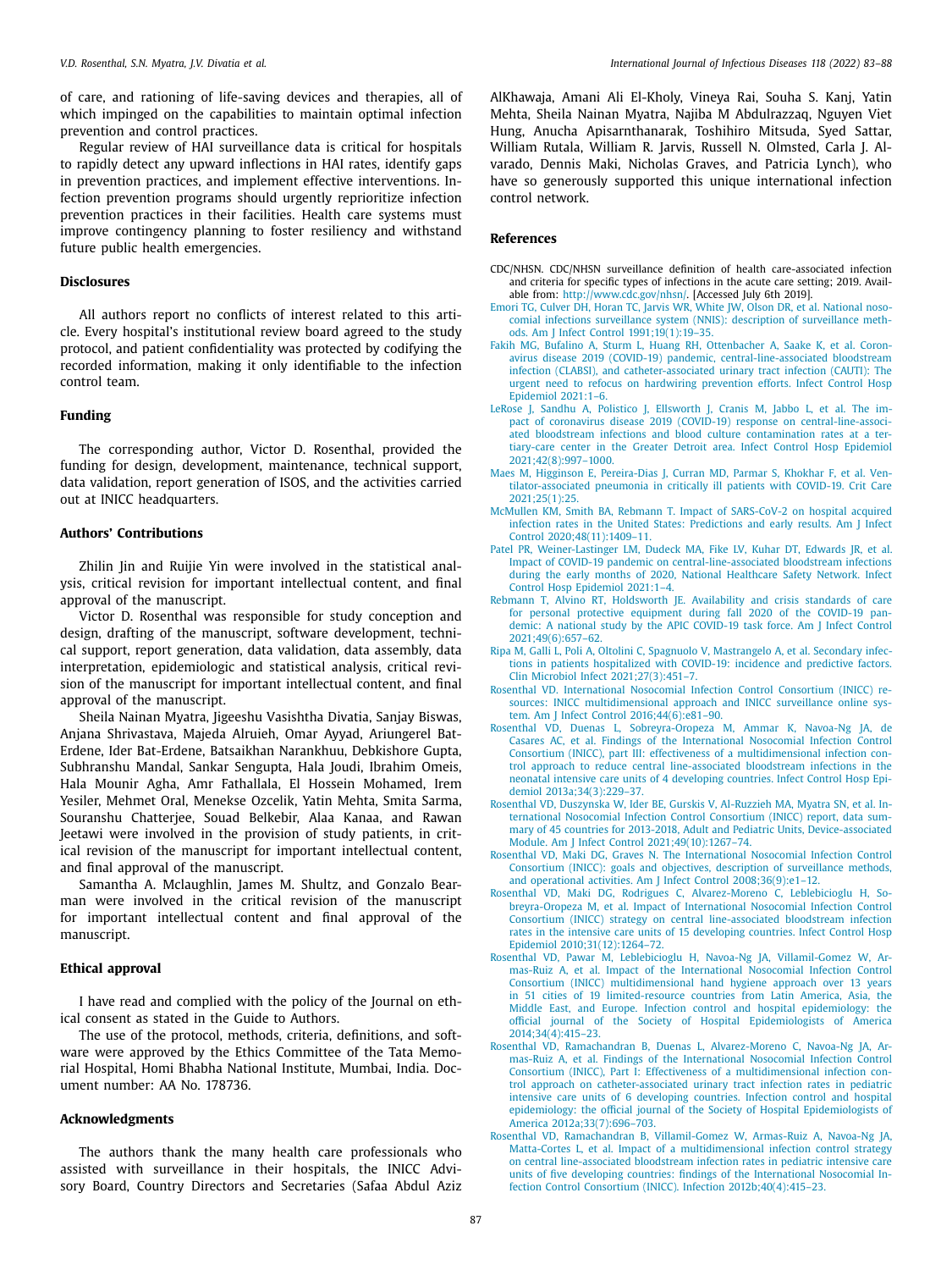of care, and rationing of life-saving devices and therapies, all of which impinged on the capabilities to maintain optimal infection prevention and control practices.

Regular review of HAI surveillance data is critical for hospitals to rapidly detect any upward inflections in HAI rates, identify gaps in prevention practices, and implement effective interventions. Infection prevention programs should urgently reprioritize infection prevention practices in their facilities. Health care systems must improve contingency planning to foster resiliency and withstand future public health emergencies.

## Disclosures

All authors report no conflicts of interest related to this article. Every hospital's institutional review board agreed to the study protocol, and patient confidentiality was protected by codifying the recorded information, making it only identifiable to the infection control team.

## Funding

The corresponding author, Victor D. Rosenthal, provided the funding for design, development, maintenance, technical support, data validation, report generation of ISOS, and the activities carried out at INICC headquarters.

## Authors' Contributions

Zhilin Jin and Ruijie Yin were involved in the statistical analysis, critical revision for important intellectual content, and final approval of the manuscript.

Victor D. Rosenthal was responsible for study conception and design, drafting of the manuscript, software development, technical support, report generation, data validation, data assembly, data interpretation, epidemiologic and statistical analysis, critical revision of the manuscript for important intellectual content, and final approval of the manuscript.

Sheila Nainan Myatra, Jigeeshu Vasishtha Divatia, Sanjay Biswas, Anjana Shrivastava, Majeda Alruieh, Omar Ayyad, Ariungerel Bat-Erdene, Ider Bat-Erdene, Batsaikhan Narankhuu, Debkishore Gupta, Subhranshu Mandal, Sankar Sengupta, Hala Joudi, Ibrahim Omeis, Hala Mounir Agha, Amr Fathallala, El Hossein Mohamed, Irem Yesiler, Mehmet Oral, Menekse Ozcelik, Yatin Mehta, Smita Sarma, Souranshu Chatterjee, Souad Belkebir, Alaa Kanaa, and Rawan Jeetawi were involved in the provision of study patients, in critical revision of the manuscript for important intellectual content, and final approval of the manuscript.

Samantha A. Mclaughlin, James M. Shultz, and Gonzalo Bearman were involved in the critical revision of the manuscript for important intellectual content and final approval of the manuscript.

## Ethical approval

I have read and complied with the policy of the Journal on ethical consent as stated in the Guide to Authors.

The use of the protocol, methods, criteria, definitions, and software were approved by the Ethics Committee of the Tata Memorial Hospital, Homi Bhabha National Institute, Mumbai, India. Document number: AA No. 178736.

## Acknowledgments

The authors thank the many health care professionals who assisted with surveillance in their hospitals, the INICC Advisory Board, Country Directors and Secretaries (Safaa Abdul Aziz AlKhawaja, Amani Ali El-Kholy, Vineya Rai, Souha S. Kanj, Yatin Mehta, Sheila Nainan Myatra, Najiba M Abdulrazzaq, Nguyen Viet Hung, Anucha Apisarnthanarak, Toshihiro Mitsuda, Syed Sattar, William Rutala, William R. Jarvis, Russell N. Olmsted, Carla J. Alvarado, Dennis Maki, Nicholas Graves, and Patricia Lynch), who have so generously supported this unique international infection control network.

## References

CDC/NHSN. CDC/NHSN surveillance definition of health care-associated infection and criteria for specific types of infections in the acute care setting; 2019. Available from: http://www.cdc.gov/nhsn/. [Accessed July 6th 2019].

Emori TG, Culver DH, Horan TC, Jarvis WR, White JW, Olson DR, et al. National nosocomial infections surveillance system (NNIS): description of surveillance methods. Am J Infect Control 1991;19(1):19–35.

Fakih MG, Bufalino A, Sturm L, Huang RH, Ottenbacher A, Saake K, et al. Coronavirus disease 2019 (COVID-19) pandemic, central-line-associated bloodstream infection (CLABSI), and catheter-associated urinary tract infection (CAUTI): The urgent need to refocus on hardwiring prevention efforts. Infect Control Hosp Epidemiol 2021:1–6.

LeRose J, Sandhu A, Polistico J, Ellsworth J, Cranis M, Jabbo L, et al. The impact of coronavirus disease 2019 (COVID-19) response on central-line-associated bloodstream infections and blood culture contamination rates at a tertiary-care center in the Greater Detroit area. Infect Control Hosp Epidemiol 2021;42(8):997–1000.

Maes M, Higginson E, Pereira-Dias J, Curran MD, Parmar S, Khokhar F, et al. Ventilator-associated pneumonia in critically ill patients with COVID-19. Crit Care 2021;25(1):25.

McMullen KM, Smith BA, Rebmann T. Impact of SARS-CoV-2 on hospital acquired infection rates in the United States: Predictions and early results. Am J Infect Control 2020;48(11):1409–11.

Patel PR, Weiner-Lastinger LM, Dudeck MA, Fike LV, Kuhar DT, Edwards JR, et al. Impact of COVID-19 pandemic on central-line-associated bloodstream infections during the early months of 2020, National Healthcare Safety Network. Infect Control Hosp Epidemiol 2021:1–4.

Rebmann T, Alvino RT, Holdsworth JE. Availability and crisis standards of care for personal protective equipment during fall 2020 of the COVID-19 pandemic: A national study by the APIC COVID-19 task force. Am J Infect Control 2021;49(6):657–62.

Ripa M, Galli L, Poli A, Oltolini C, Spagnuolo V, Mastrangelo A, et al. Secondary infections in patients hospitalized with COVID-19: incidence and predictive factors. Clin Microbiol Infect 2021;27(3):451–7.

Rosenthal VD. International Nosocomial Infection Control Consortium (INICC) resources: INICC multidimensional approach and INICC surveillance online system. Am J Infect Control 2016;44(6):e81–90.

Rosenthal VD, Duenas L, Sobreyra-Oropeza M, Ammar K, Navoa-Ng JA, de Casares AC, et al. Findings of the International Nosocomial Infection Control Consortium (INICC), part III: effectiveness of a multidimensional infection control approach to reduce central line-associated bloodstream infections in the neonatal intensive care units of 4 developing countries. Infect Control Hosp Epidemiol 2013a;34(3):229–37.

Rosenthal VD, Duszynska W, Ider BE, Gurskis V, Al-Ruzzieh MA, Myatra SN, et al. International Nosocomial Infection Control Consortium (INICC) report, data summary of 45 countries for 2013-2018, Adult and Pediatric Units, Device-associated Module. Am J Infect Control 2021;49(10):1267–74.

Rosenthal VD, Maki DG, Graves N. The International Nosocomial Infection Control Consortium (INICC): goals and objectives, description of surveillance methods, and operational activities. Am J Infect Control 2008;36(9):e1–12.

Rosenthal VD, Maki DG, Rodrigues C, Alvarez-Moreno C, Leblebicioglu H, Sobreyra-Oropeza M, et al. Impact of International Nosocomial Infection Control Consortium (INICC) strategy on central line-associated bloodstream infection rates in the intensive care units of 15 developing countries. Infect Control Hosp Epidemiol 2010;31(12):1264–72.

Rosenthal VD, Pawar M, Leblebicioglu H, Navoa-Ng JA, Villamil-Gomez W, Armas-Ruiz A, et al. Impact of the International Nosocomial Infection Control Consortium (INICC) multidimensional hand hygiene approach over 13 years in 51 cities of 19 limited-resource countries from Latin America, Asia, the Middle East, and Europe. Infection control and hospital epidemiology: the official journal of the Society of Hospital Epidemiologists of America 2014;34(4):415–23.

Rosenthal VD, Ramachandran B, Duenas L, Alvarez-Moreno C, Navoa-Ng JA, Armas-Ruiz A, et al. Findings of the International Nosocomial Infection Control Consortium (INICC), Part I: Effectiveness of a multidimensional infection control approach on catheter-associated urinary tract infection rates in pediatric intensive care units of 6 developing countries. Infection control and hospital epidemiology: the official journal of the Society of Hospital Epidemiologists of America 2012a;33(7):696–703.

Rosenthal VD, Ramachandran B, Villamil-Gomez W, Armas-Ruiz A, Navoa-Ng JA, Matta-Cortes L, et al. Impact of a multidimensional infection control strategy on central line-associated bloodstream infection rates in pediatric intensive care units of five developing countries: findings of the International Nosocomial Infection Control Consortium (INICC). Infection 2012b;40(4):415–23.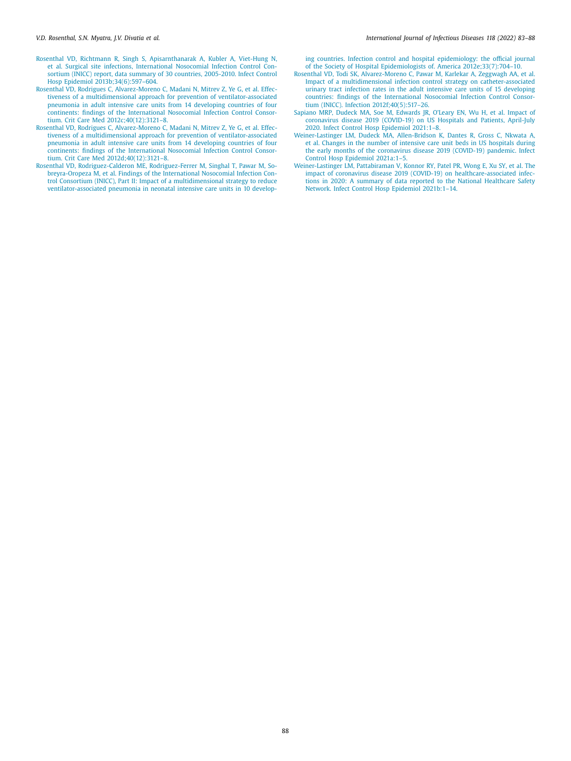Rosenthal VD, Richtmann R, Singh S, Apisarnthanarak A, Kubler A, Viet-Hung N, et al. Surgical site infections, International Nosocomial Infection Control Consortium (INICC) report, data summary of 30 countries, 2005-2010. Infect Control Hosp Epidemiol 2013b;34(6):597–604.

Rosenthal VD, Rodrigues C, Alvarez-Moreno C, Madani N, Mitrev Z, Ye G, et al. Effectiveness of a multidimensional approach for prevention of ventilator-associated pneumonia in adult intensive care units from 14 developing countries of four continents: findings of the International Nosocomial Infection Control Consortium. Crit Care Med 2012c;40(12):3121–8.

Rosenthal VD, Rodrigues C, Alvarez-Moreno C, Madani N, Mitrev Z, Ye G, et al. Effectiveness of a multidimensional approach for prevention of ventilator-associated pneumonia in adult intensive care units from 14 developing countries of four continents: findings of the International Nosocomial Infection Control Consortium. Crit Care Med 2012d;40(12):3121–8.

Rosenthal VD, Rodriguez-Calderon ME, Rodriguez-Ferrer M, Singhal T, Pawar M, Sobreyra-Oropeza M, et al. Findings of the International Nosocomial Infection Control Consortium (INICC), Part II: Impact of a multidimensional strategy to reduce ventilator-associated pneumonia in neonatal intensive care units in 10 developing countries. Infection control and hospital epidemiology: the official journal of the Society of Hospital Epidemiologists of. America 2012e;33(7):704–10.

Rosenthal VD, Todi SK, Alvarez-Moreno C, Pawar M, Karlekar A, Zeggwagh AA, et al. Impact of a multidimensional infection control strategy on catheter-associated urinary tract infection rates in the adult intensive care units of 15 developing countries: findings of the International Nosocomial Infection Control Consortium (INICC). Infection 2012f;40(5):517–26.

Sapiano MRP, Dudeck MA, Soe M, Edwards JR, O'Leary EN, Wu H, et al. Impact of coronavirus disease 2019 (COVID-19) on US Hospitals and Patients, April-July 2020. Infect Control Hosp Epidemiol 2021:1–8.

Weiner-Lastinger LM, Dudeck MA, Allen-Bridson K, Dantes R, Gross C, Nkwata A, et al. Changes in the number of intensive care unit beds in US hospitals during the early months of the coronavirus disease 2019 (COVID-19) pandemic. Infect Control Hosp Epidemiol 2021a:1–5.

Weiner-Lastinger LM, Pattabiraman V, Konnor RY, Patel PR, Wong E, Xu SY, et al. The impact of coronavirus disease 2019 (COVID-19) on healthcare-associated infections in 2020: A summary of data reported to the National Healthcare Safety Network. Infect Control Hosp Epidemiol 2021b:1–14.